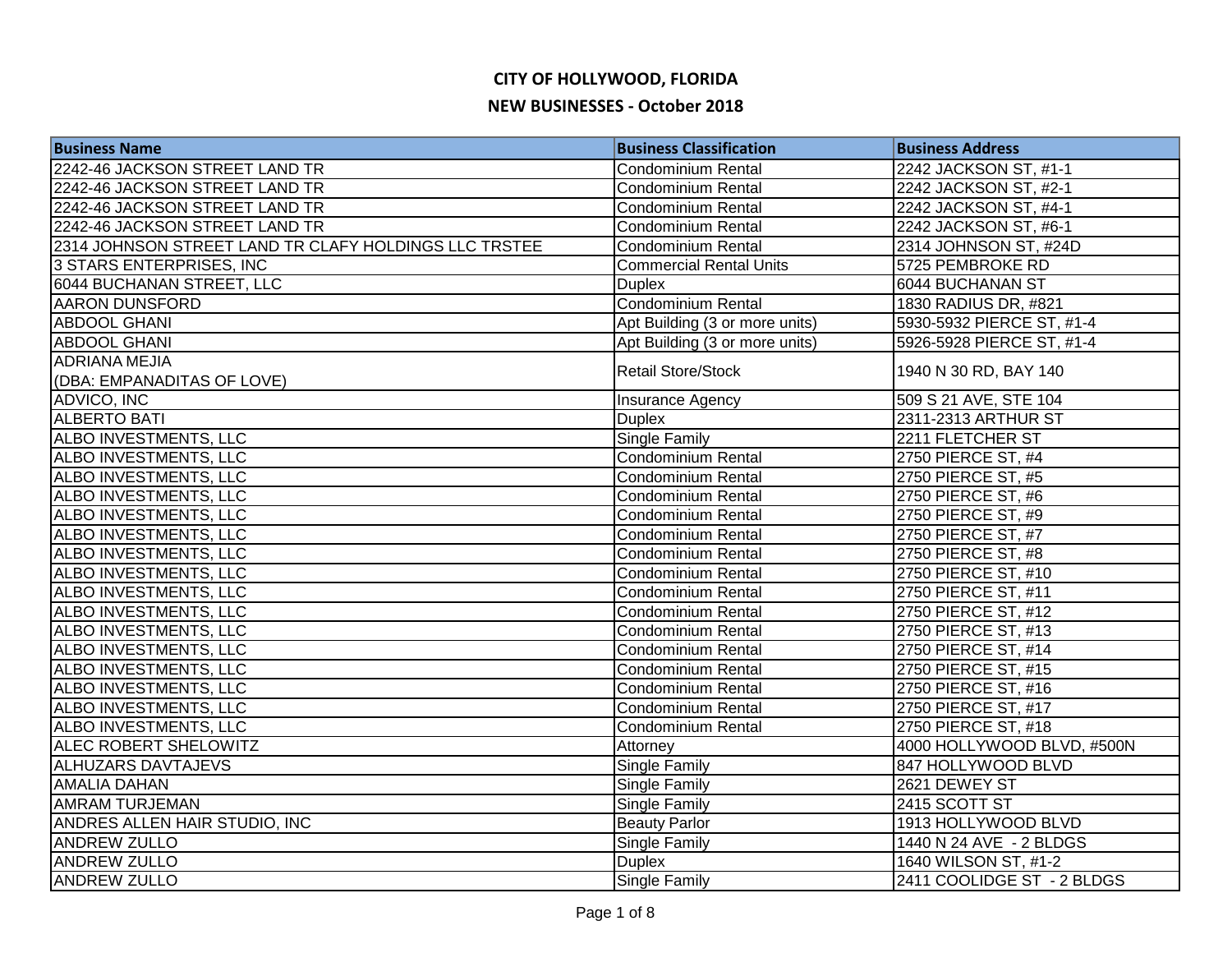# CITY OF HOLLYWOOD, FLORIDA

## NEW BUSINESSES - October 2018

| Business Name | Business Classification | Business Address |
| --- | --- | --- |
| 2242-46 JACKSON STREET LAND TR | Condominium Rental | 2242 JACKSON ST, #1-1 |
| 2242-46 JACKSON STREET LAND TR | Condominium Rental | 2242 JACKSON ST, #2-1 |
| 2242-46 JACKSON STREET LAND TR | Condominium Rental | 2242 JACKSON ST, #4-1 |
| 2242-46 JACKSON STREET LAND TR | Condominium Rental | 2242 JACKSON ST, #6-1 |
| 2314 JOHNSON STREET LAND TR CLAFY HOLDINGS LLC TRSTEE | Condominium Rental | 2314 JOHNSON ST, #24D |
| 3 STARS ENTERPRISES, INC | Commercial Rental Units | 5725 PEMBROKE RD |
| 6044 BUCHANAN STREET, LLC | Duplex | 6044 BUCHANAN ST |
| AARON DUNSFORD | Condominium Rental | 1830 RADIUS DR, #821 |
| ABDOOL GHANI | Apt Building (3 or more units) | 5930-5932 PIERCE ST, #1-4 |
| ABDOOL GHANI | Apt Building (3 or more units) | 5926-5928 PIERCE ST, #1-4 |
| ADRIANA MEJIA (DBA: EMPANADITAS OF LOVE) | Retail Store/Stock | 1940 N 30 RD, BAY 140 |
| ADVICO, INC | Insurance Agency | 509 S 21 AVE, STE 104 |
| ALBERTO BATI | Duplex | 2311-2313 ARTHUR ST |
| ALBO INVESTMENTS, LLC | Single Family | 2211 FLETCHER ST |
| ALBO INVESTMENTS, LLC | Condominium Rental | 2750 PIERCE ST, #4 |
| ALBO INVESTMENTS, LLC | Condominium Rental | 2750 PIERCE ST, #5 |
| ALBO INVESTMENTS, LLC | Condominium Rental | 2750 PIERCE ST, #6 |
| ALBO INVESTMENTS, LLC | Condominium Rental | 2750 PIERCE ST, #9 |
| ALBO INVESTMENTS, LLC | Condominium Rental | 2750 PIERCE ST, #7 |
| ALBO INVESTMENTS, LLC | Condominium Rental | 2750 PIERCE ST, #8 |
| ALBO INVESTMENTS, LLC | Condominium Rental | 2750 PIERCE ST, #10 |
| ALBO INVESTMENTS, LLC | Condominium Rental | 2750 PIERCE ST, #11 |
| ALBO INVESTMENTS, LLC | Condominium Rental | 2750 PIERCE ST, #12 |
| ALBO INVESTMENTS, LLC | Condominium Rental | 2750 PIERCE ST, #13 |
| ALBO INVESTMENTS, LLC | Condominium Rental | 2750 PIERCE ST, #14 |
| ALBO INVESTMENTS, LLC | Condominium Rental | 2750 PIERCE ST, #15 |
| ALBO INVESTMENTS, LLC | Condominium Rental | 2750 PIERCE ST, #16 |
| ALBO INVESTMENTS, LLC | Condominium Rental | 2750 PIERCE ST, #17 |
| ALBO INVESTMENTS, LLC | Condominium Rental | 2750 PIERCE ST, #18 |
| ALEC ROBERT SHELOWITZ | Attorney | 4000 HOLLYWOOD BLVD, #500N |
| ALHUZARS DAVTAJEVS | Single Family | 847 HOLLYWOOD BLVD |
| AMALIA DAHAN | Single Family | 2621 DEWEY ST |
| AMRAM TURJEMAN | Single Family | 2415 SCOTT ST |
| ANDRES ALLEN HAIR STUDIO, INC | Beauty Parlor | 1913 HOLLYWOOD BLVD |
| ANDREW ZULLO | Single Family | 1440 N 24 AVE - 2 BLDGS |
| ANDREW ZULLO | Duplex | 1640 WILSON ST, #1-2 |
| ANDREW ZULLO | Single Family | 2411 COOLIDGE ST - 2 BLDGS |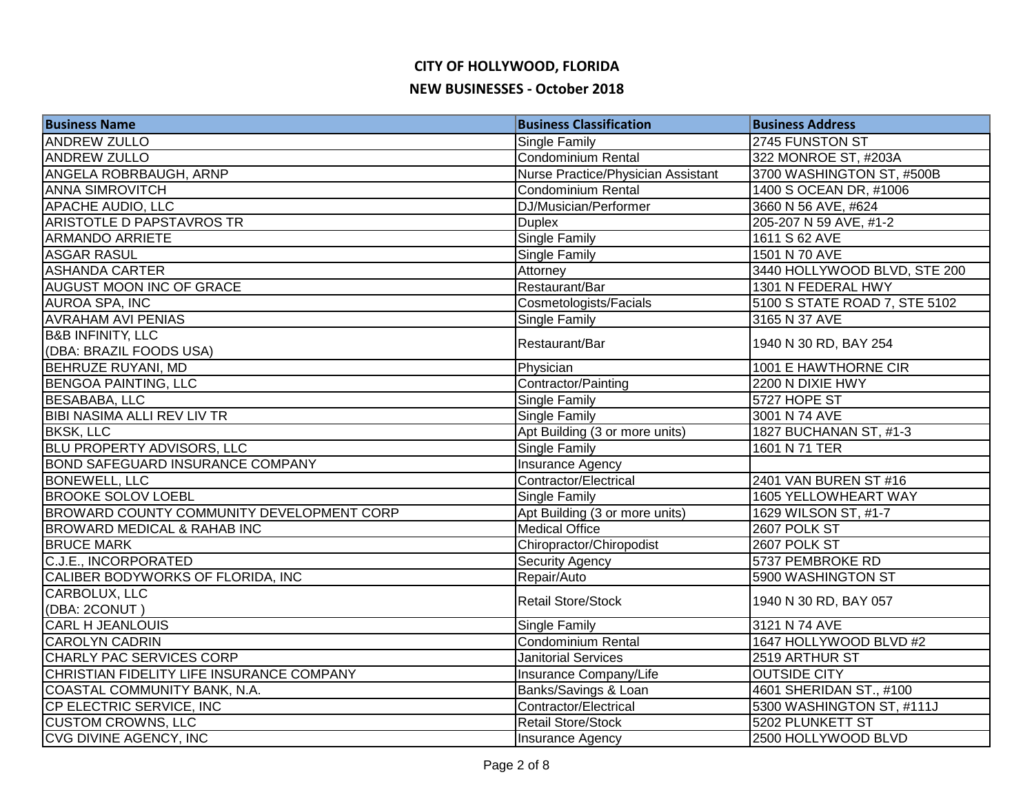## CITY OF HOLLYWOOD, FLORIDA

## NEW BUSINESSES - October 2018

| Business Name | Business Classification | Business Address |
|---|---|---|
| ANDREW ZULLO | Single Family | 2745 FUNSTON ST |
| ANDREW ZULLO | Condominium Rental | 322 MONROE ST, #203A |
| ANGELA ROBRBAUGH, ARNP | Nurse Practice/Physician Assistant | 3700 WASHINGTON ST, #500B |
| ANNA SIMROVITCH | Condominium Rental | 1400 S OCEAN DR, #1006 |
| APACHE AUDIO, LLC | DJ/Musician/Performer | 3660 N 56 AVE, #624 |
| ARISTOTLE D PAPSTAVROS TR | Duplex | 205-207 N 59 AVE, #1-2 |
| ARMANDO ARRIETE | Single Family | 1611 S 62 AVE |
| ASGAR RASUL | Single Family | 1501 N 70 AVE |
| ASHANDA CARTER | Attorney | 3440 HOLLYWOOD BLVD, STE 200 |
| AUGUST MOON INC OF GRACE | Restaurant/Bar | 1301 N FEDERAL HWY |
| AUROA SPA, INC | Cosmetologists/Facials | 5100 S STATE ROAD 7, STE 5102 |
| AVRAHAM AVI PENIAS | Single Family | 3165 N 37 AVE |
| B&B INFINITY, LLC (DBA: BRAZIL FOODS USA) | Restaurant/Bar | 1940 N 30 RD, BAY 254 |
| BEHRUZE RUYANI, MD | Physician | 1001 E HAWTHORNE CIR |
| BENGOA PAINTING, LLC | Contractor/Painting | 2200 N DIXIE HWY |
| BESABABA, LLC | Single Family | 5727 HOPE ST |
| BIBI NASIMA ALLI REV LIV TR | Single Family | 3001 N 74 AVE |
| BKSK, LLC | Apt Building (3 or more units) | 1827 BUCHANAN ST, #1-3 |
| BLU PROPERTY ADVISORS, LLC | Single Family | 1601 N 71 TER |
| BOND SAFEGUARD INSURANCE COMPANY | Insurance Agency | |
| BONEWELL, LLC | Contractor/Electrical | 2401 VAN BUREN ST #16 |
| BROOKE SOLOV LOEBL | Single Family | 1605 YELLOWHEART WAY |
| BROWARD COUNTY COMMUNITY DEVELOPMENT CORP | Apt Building (3 or more units) | 1629 WILSON ST, #1-7 |
| BROWARD MEDICAL & RAHAB INC | Medical Office | 2607 POLK ST |
| BRUCE MARK | Chiropractor/Chiropodist | 2607 POLK ST |
| C.J.E., INCORPORATED | Security Agency | 5737 PEMBROKE RD |
| CALIBER BODYWORKS OF FLORIDA, INC | Repair/Auto | 5900 WASHINGTON ST |
| CARBOLUX, LLC (DBA: 2CONUT ) | Retail Store/Stock | 1940 N 30 RD, BAY 057 |
| CARL H JEANLOUIS | Single Family | 3121 N 74 AVE |
| CAROLYN CADRIN | Condominium Rental | 1647 HOLLYWOOD BLVD #2 |
| CHARLY PAC SERVICES CORP | Janitorial Services | 2519 ARTHUR ST |
| CHRISTIAN FIDELITY LIFE INSURANCE COMPANY | Insurance Company/Life | OUTSIDE CITY |
| COASTAL COMMUNITY BANK, N.A. | Banks/Savings & Loan | 4601 SHERIDAN ST., #100 |
| CP ELECTRIC SERVICE, INC | Contractor/Electrical | 5300 WASHINGTON ST, #111J |
| CUSTOM CROWNS, LLC | Retail Store/Stock | 5202 PLUNKETT ST |
| CVG DIVINE AGENCY, INC | Insurance Agency | 2500 HOLLYWOOD BLVD |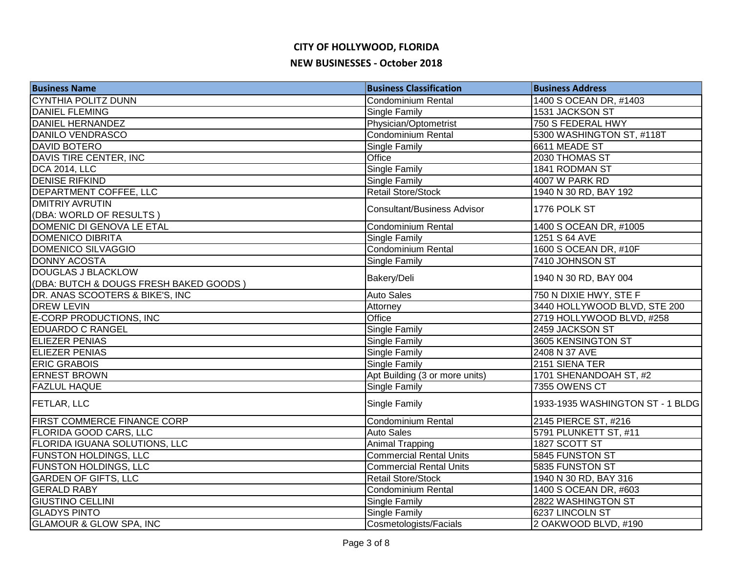# CITY OF HOLLYWOOD, FLORIDA

## NEW BUSINESSES - October 2018

| Business Name | Business Classification | Business Address |
|---|---|---|
| CYNTHIA POLITZ DUNN | Condominium Rental | 1400 S OCEAN DR, #1403 |
| DANIEL FLEMING | Single Family | 1531 JACKSON ST |
| DANIEL HERNANDEZ | Physician/Optometrist | 750 S FEDERAL HWY |
| DANILO VENDRASCO | Condominium Rental | 5300 WASHINGTON ST, #118T |
| DAVID BOTERO | Single Family | 6611 MEADE ST |
| DAVIS TIRE CENTER, INC | Office | 2030 THOMAS ST |
| DCA 2014, LLC | Single Family | 1841 RODMAN ST |
| DENISE RIFKIND | Single Family | 4007 W PARK RD |
| DEPARTMENT COFFEE, LLC | Retail Store/Stock | 1940 N 30 RD, BAY 192 |
| DMITRIY AVRUTIN (DBA: WORLD OF RESULTS ) | Consultant/Business Advisor | 1776 POLK ST |
| DOMENIC DI GENOVA LE ETAL | Condominium Rental | 1400 S OCEAN DR, #1005 |
| DOMENICO DIBRITA | Single Family | 1251 S 64 AVE |
| DOMENICO SILVAGGIO | Condominium Rental | 1600 S OCEAN DR, #10F |
| DONNY ACOSTA | Single Family | 7410 JOHNSON ST |
| DOUGLAS J BLACKLOW (DBA: BUTCH & DOUGS FRESH BAKED GOODS ) | Bakery/Deli | 1940 N 30 RD, BAY 004 |
| DR. ANAS SCOOTERS & BIKE'S, INC | Auto Sales | 750 N DIXIE HWY, STE F |
| DREW LEVIN | Attorney | 3440 HOLLYWOOD BLVD, STE 200 |
| E-CORP PRODUCTIONS, INC | Office | 2719 HOLLYWOOD BLVD, #258 |
| EDUARDO C RANGEL | Single Family | 2459 JACKSON ST |
| ELIEZER PENIAS | Single Family | 3605 KENSINGTON ST |
| ELIEZER PENIAS | Single Family | 2408 N 37 AVE |
| ERIC GRABOIS | Single Family | 2151 SIENA TER |
| ERNEST BROWN | Apt Building (3 or more units) | 1701 SHENANDOAH ST, #2 |
| FAZLUL HAQUE | Single Family | 7355 OWENS CT |
| FETLAR, LLC | Single Family | 1933-1935 WASHINGTON ST - 1 BLDG |
| FIRST COMMERCE FINANCE CORP | Condominium Rental | 2145 PIERCE ST, #216 |
| FLORIDA GOOD CARS, LLC | Auto Sales | 5791 PLUNKETT ST, #11 |
| FLORIDA IGUANA SOLUTIONS, LLC | Animal Trapping | 1827 SCOTT ST |
| FUNSTON HOLDINGS, LLC | Commercial Rental Units | 5845 FUNSTON ST |
| FUNSTON HOLDINGS, LLC | Commercial Rental Units | 5835 FUNSTON ST |
| GARDEN OF GIFTS, LLC | Retail Store/Stock | 1940 N 30 RD, BAY 316 |
| GERALD RABY | Condominium Rental | 1400 S OCEAN DR, #603 |
| GIUSTINO CELLINI | Single Family | 2822 WASHINGTON ST |
| GLADYS PINTO | Single Family | 6237 LINCOLN ST |
| GLAMOUR & GLOW SPA, INC | Cosmetologists/Facials | 2 OAKWOOD BLVD, #190 |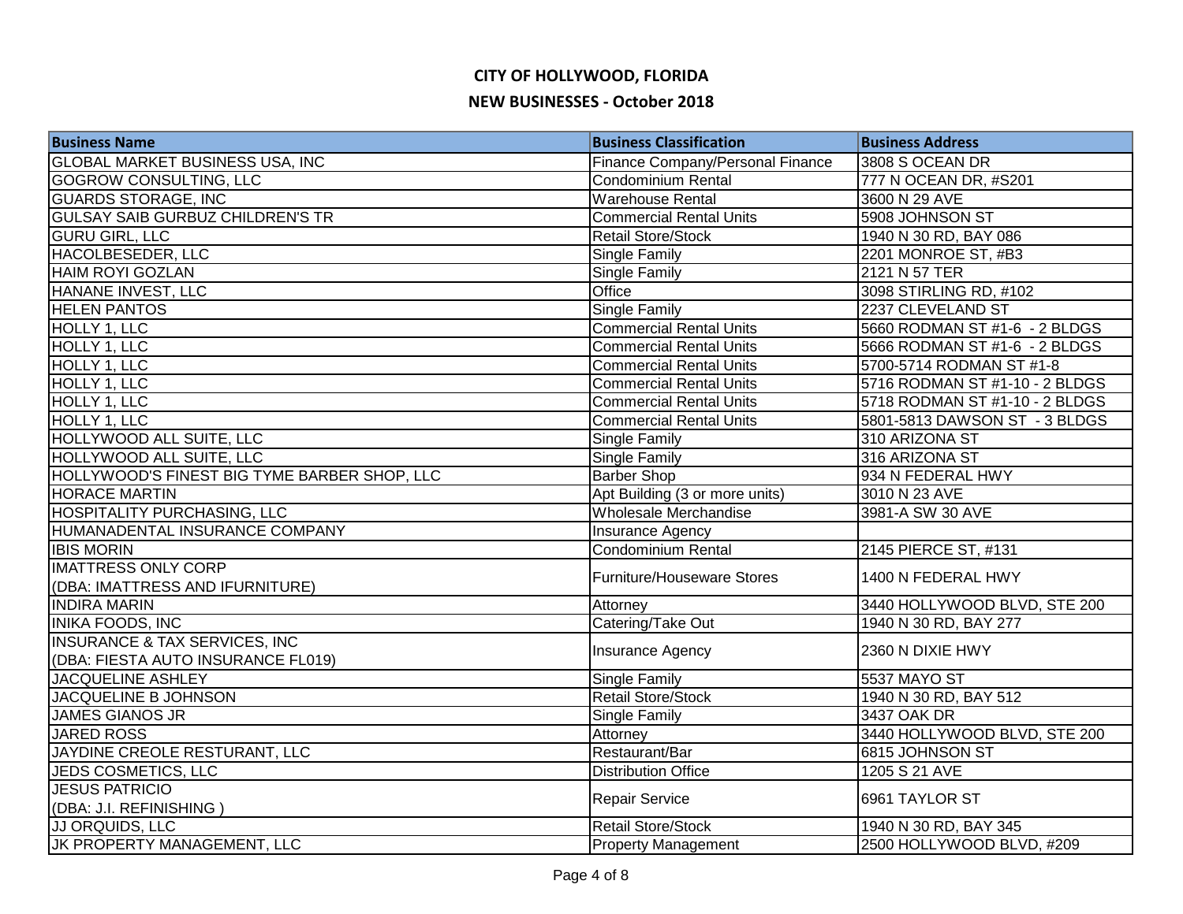# CITY OF HOLLYWOOD, FLORIDA

## NEW BUSINESSES - October 2018

| Business Name | Business Classification | Business Address |
|---|---|---|
| GLOBAL MARKET BUSINESS USA, INC | Finance Company/Personal Finance | 3808 S OCEAN DR |
| GOGROW CONSULTING, LLC | Condominium Rental | 777 N OCEAN DR, #S201 |
| GUARDS STORAGE, INC | Warehouse Rental | 3600 N 29 AVE |
| GULSAY SAIB GURBUZ CHILDREN'S TR | Commercial Rental Units | 5908 JOHNSON ST |
| GURU GIRL, LLC | Retail Store/Stock | 1940 N 30 RD, BAY 086 |
| HACOLBESEDER, LLC | Single Family | 2201 MONROE ST, #B3 |
| HAIM ROYI GOZLAN | Single Family | 2121 N 57 TER |
| HANANE INVEST, LLC | Office | 3098 STIRLING RD, #102 |
| HELEN PANTOS | Single Family | 2237 CLEVELAND ST |
| HOLLY 1, LLC | Commercial Rental Units | 5660 RODMAN ST #1-6 - 2 BLDGS |
| HOLLY 1, LLC | Commercial Rental Units | 5666 RODMAN ST #1-6 - 2 BLDGS |
| HOLLY 1, LLC | Commercial Rental Units | 5700-5714 RODMAN ST #1-8 |
| HOLLY 1, LLC | Commercial Rental Units | 5716 RODMAN ST #1-10 - 2 BLDGS |
| HOLLY 1, LLC | Commercial Rental Units | 5718 RODMAN ST #1-10 - 2 BLDGS |
| HOLLY 1, LLC | Commercial Rental Units | 5801-5813 DAWSON ST - 3 BLDGS |
| HOLLYWOOD ALL SUITE, LLC | Single Family | 310 ARIZONA ST |
| HOLLYWOOD ALL SUITE, LLC | Single Family | 316 ARIZONA ST |
| HOLLYWOOD'S FINEST BIG TYME BARBER SHOP, LLC | Barber Shop | 934 N FEDERAL HWY |
| HORACE MARTIN | Apt Building (3 or more units) | 3010 N 23 AVE |
| HOSPITALITY PURCHASING, LLC | Wholesale Merchandise | 3981-A SW 30 AVE |
| HUMANADENTAL INSURANCE COMPANY | Insurance Agency | |
| IBIS MORIN | Condominium Rental | 2145 PIERCE ST, #131 |
| IMATTRESS ONLY CORP (DBA: IMATTRESS AND IFURNITURE) | Furniture/Houseware Stores | 1400 N FEDERAL HWY |
| INDIRA MARIN | Attorney | 3440 HOLLYWOOD BLVD, STE 200 |
| INIKA FOODS, INC | Catering/Take Out | 1940 N 30 RD, BAY 277 |
| INSURANCE & TAX SERVICES, INC (DBA: FIESTA AUTO INSURANCE FL019) | Insurance Agency | 2360 N DIXIE HWY |
| JACQUELINE ASHLEY | Single Family | 5537 MAYO ST |
| JACQUELINE B JOHNSON | Retail Store/Stock | 1940 N 30 RD, BAY 512 |
| JAMES GIANOS JR | Single Family | 3437 OAK DR |
| JARED ROSS | Attorney | 3440 HOLLYWOOD BLVD, STE 200 |
| JAYDINE CREOLE RESTURANT, LLC | Restaurant/Bar | 6815 JOHNSON ST |
| JEDS COSMETICS, LLC | Distribution Office | 1205 S 21 AVE |
| JESUS PATRICIO (DBA: J.I. REFINISHING ) | Repair Service | 6961 TAYLOR ST |
| JJ ORQUIDS, LLC | Retail Store/Stock | 1940 N 30 RD, BAY 345 |
| JK PROPERTY MANAGEMENT, LLC | Property Management | 2500 HOLLYWOOD BLVD, #209 |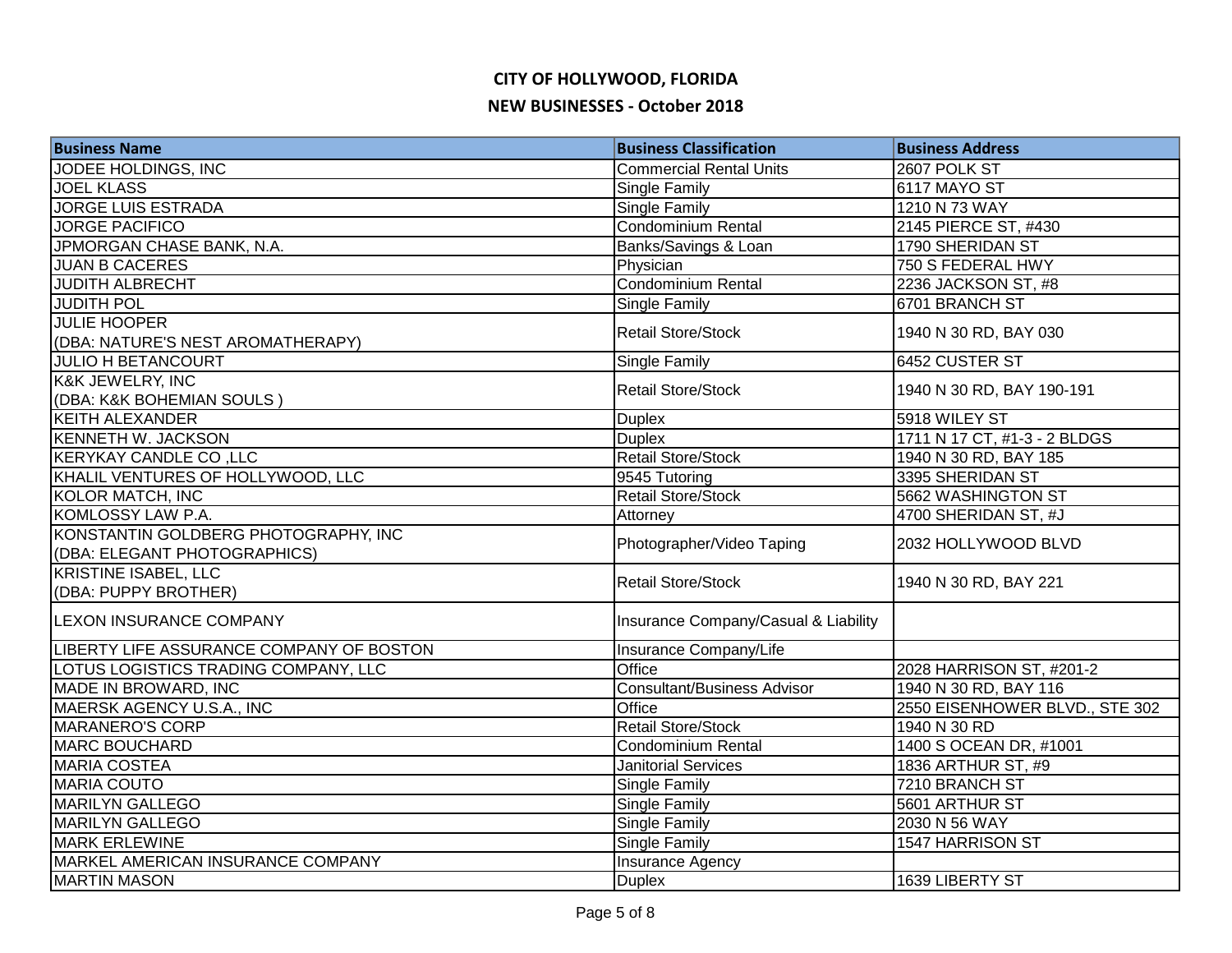# CITY OF HOLLYWOOD, FLORIDA

## NEW BUSINESSES - October 2018

| Business Name | Business Classification | Business Address |
|---|---|---|
| JODEE HOLDINGS, INC | Commercial Rental Units | 2607 POLK ST |
| JOEL KLASS | Single Family | 6117 MAYO ST |
| JORGE LUIS ESTRADA | Single Family | 1210 N 73 WAY |
| JORGE PACIFICO | Condominium Rental | 2145 PIERCE ST, #430 |
| JPMORGAN CHASE BANK, N.A. | Banks/Savings & Loan | 1790 SHERIDAN ST |
| JUAN B CACERES | Physician | 750 S FEDERAL HWY |
| JUDITH ALBRECHT | Condominium Rental | 2236 JACKSON ST, #8 |
| JUDITH POL | Single Family | 6701 BRANCH ST |
| JULIE HOOPER (DBA: NATURE'S NEST AROMATHERAPY) | Retail Store/Stock | 1940 N 30 RD, BAY 030 |
| JULIO H BETANCOURT | Single Family | 6452 CUSTER ST |
| K&K JEWELRY, INC (DBA: K&K BOHEMIAN SOULS ) | Retail Store/Stock | 1940 N 30 RD, BAY 190-191 |
| KEITH ALEXANDER | Duplex | 5918 WILEY ST |
| KENNETH W. JACKSON | Duplex | 1711 N 17 CT, #1-3 - 2 BLDGS |
| KERYKAY CANDLE CO ,LLC | Retail Store/Stock | 1940 N 30 RD, BAY 185 |
| KHALIL VENTURES OF HOLLYWOOD, LLC | 9545 Tutoring | 3395 SHERIDAN ST |
| KOLOR MATCH, INC | Retail Store/Stock | 5662 WASHINGTON ST |
| KOMLOSSY LAW P.A. | Attorney | 4700 SHERIDAN ST, #J |
| KONSTANTIN GOLDBERG PHOTOGRAPHY, INC (DBA: ELEGANT PHOTOGRAPHICS) | Photographer/Video Taping | 2032 HOLLYWOOD BLVD |
| KRISTINE ISABEL, LLC (DBA: PUPPY BROTHER) | Retail Store/Stock | 1940 N 30 RD, BAY 221 |
| LEXON INSURANCE COMPANY | Insurance Company/Casual & Liability | |
| LIBERTY LIFE ASSURANCE COMPANY OF BOSTON | Insurance Company/Life | |
| LOTUS LOGISTICS TRADING COMPANY, LLC | Office | 2028 HARRISON ST, #201-2 |
| MADE IN BROWARD, INC | Consultant/Business Advisor | 1940 N 30 RD, BAY 116 |
| MAERSK AGENCY U.S.A., INC | Office | 2550 EISENHOWER BLVD., STE 302 |
| MARANERO'S CORP | Retail Store/Stock | 1940 N 30 RD |
| MARC BOUCHARD | Condominium Rental | 1400 S OCEAN DR, #1001 |
| MARIA COSTEA | Janitorial Services | 1836 ARTHUR ST, #9 |
| MARIA COUTO | Single Family | 7210 BRANCH ST |
| MARILYN GALLEGO | Single Family | 5601 ARTHUR ST |
| MARILYN GALLEGO | Single Family | 2030 N 56 WAY |
| MARK ERLEWINE | Single Family | 1547 HARRISON ST |
| MARKEL AMERICAN INSURANCE COMPANY | Insurance Agency | |
| MARTIN MASON | Duplex | 1639 LIBERTY ST |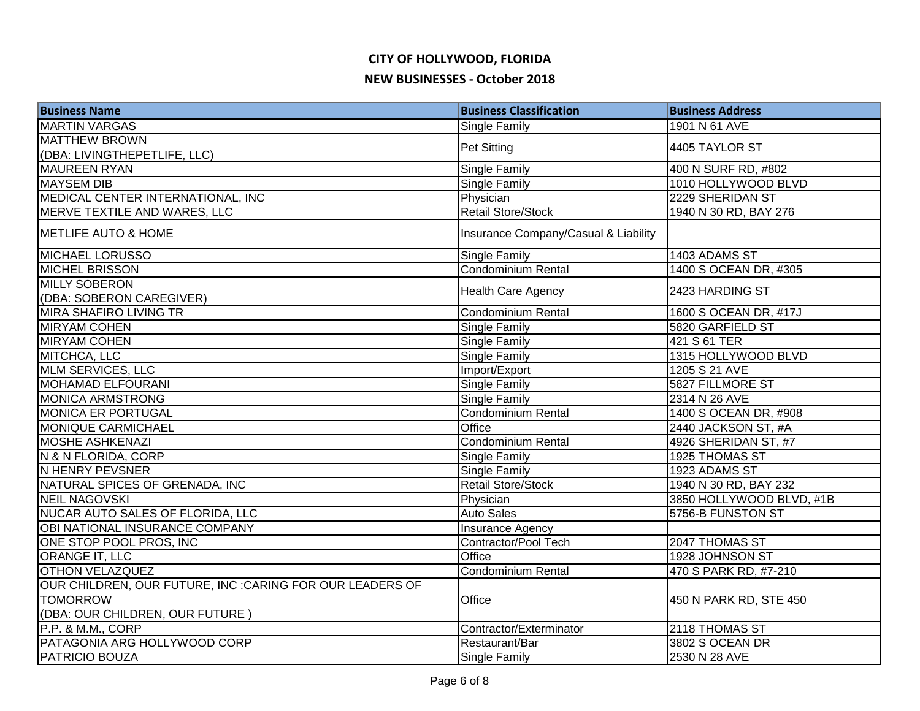# CITY OF HOLLYWOOD, FLORIDA

## NEW BUSINESSES - October 2018

| Business Name | Business Classification | Business Address |
| --- | --- | --- |
| MARTIN VARGAS | Single Family | 1901 N 61 AVE |
| MATTHEW BROWN (DBA: LIVINGTHEPETLIFE, LLC) | Pet Sitting | 4405 TAYLOR ST |
| MAUREEN RYAN | Single Family | 400 N SURF RD, #802 |
| MAYSEM DIB | Single Family | 1010 HOLLYWOOD BLVD |
| MEDICAL CENTER INTERNATIONAL, INC | Physician | 2229 SHERIDAN ST |
| MERVE TEXTILE AND WARES, LLC | Retail Store/Stock | 1940 N 30 RD, BAY 276 |
| METLIFE AUTO & HOME | Insurance Company/Casual & Liability | |
| MICHAEL LORUSSO | Single Family | 1403 ADAMS ST |
| MICHEL BRISSON | Condominium Rental | 1400 S OCEAN DR, #305 |
| MILLY SOBERON (DBA: SOBERON CAREGIVER) | Health Care Agency | 2423 HARDING ST |
| MIRA SHAFIRO LIVING TR | Condominium Rental | 1600 S OCEAN DR, #17J |
| MIRYAM COHEN | Single Family | 5820 GARFIELD ST |
| MIRYAM COHEN | Single Family | 421 S 61 TER |
| MITCHCA, LLC | Single Family | 1315 HOLLYWOOD BLVD |
| MLM SERVICES, LLC | Import/Export | 1205 S 21 AVE |
| MOHAMAD ELFOURANI | Single Family | 5827 FILLMORE ST |
| MONICA ARMSTRONG | Single Family | 2314 N 26 AVE |
| MONICA ER PORTUGAL | Condominium Rental | 1400 S OCEAN DR, #908 |
| MONIQUE CARMICHAEL | Office | 2440 JACKSON ST, #A |
| MOSHE ASHKENAZI | Condominium Rental | 4926 SHERIDAN ST, #7 |
| N & N FLORIDA, CORP | Single Family | 1925 THOMAS ST |
| N HENRY PEVSNER | Single Family | 1923 ADAMS ST |
| NATURAL SPICES OF GRENADA, INC | Retail Store/Stock | 1940 N 30 RD, BAY 232 |
| NEIL NAGOVSKI | Physician | 3850 HOLLYWOOD BLVD, #1B |
| NUCAR AUTO SALES OF FLORIDA, LLC | Auto Sales | 5756-B FUNSTON ST |
| OBI NATIONAL INSURANCE COMPANY | Insurance Agency | |
| ONE STOP POOL PROS, INC | Contractor/Pool Tech | 2047 THOMAS ST |
| ORANGE IT, LLC | Office | 1928 JOHNSON ST |
| OTHON VELAZQUEZ | Condominium Rental | 470 S PARK RD, #7-210 |
| OUR CHILDREN, OUR FUTURE, INC :CARING FOR OUR LEADERS OF TOMORROW (DBA: OUR CHILDREN, OUR FUTURE ) | Office | 450 N PARK RD, STE 450 |
| P.P. & M.M., CORP | Contractor/Exterminator | 2118 THOMAS ST |
| PATAGONIA ARG HOLLYWOOD CORP | Restaurant/Bar | 3802 S OCEAN DR |
| PATRICIO BOUZA | Single Family | 2530 N 28 AVE |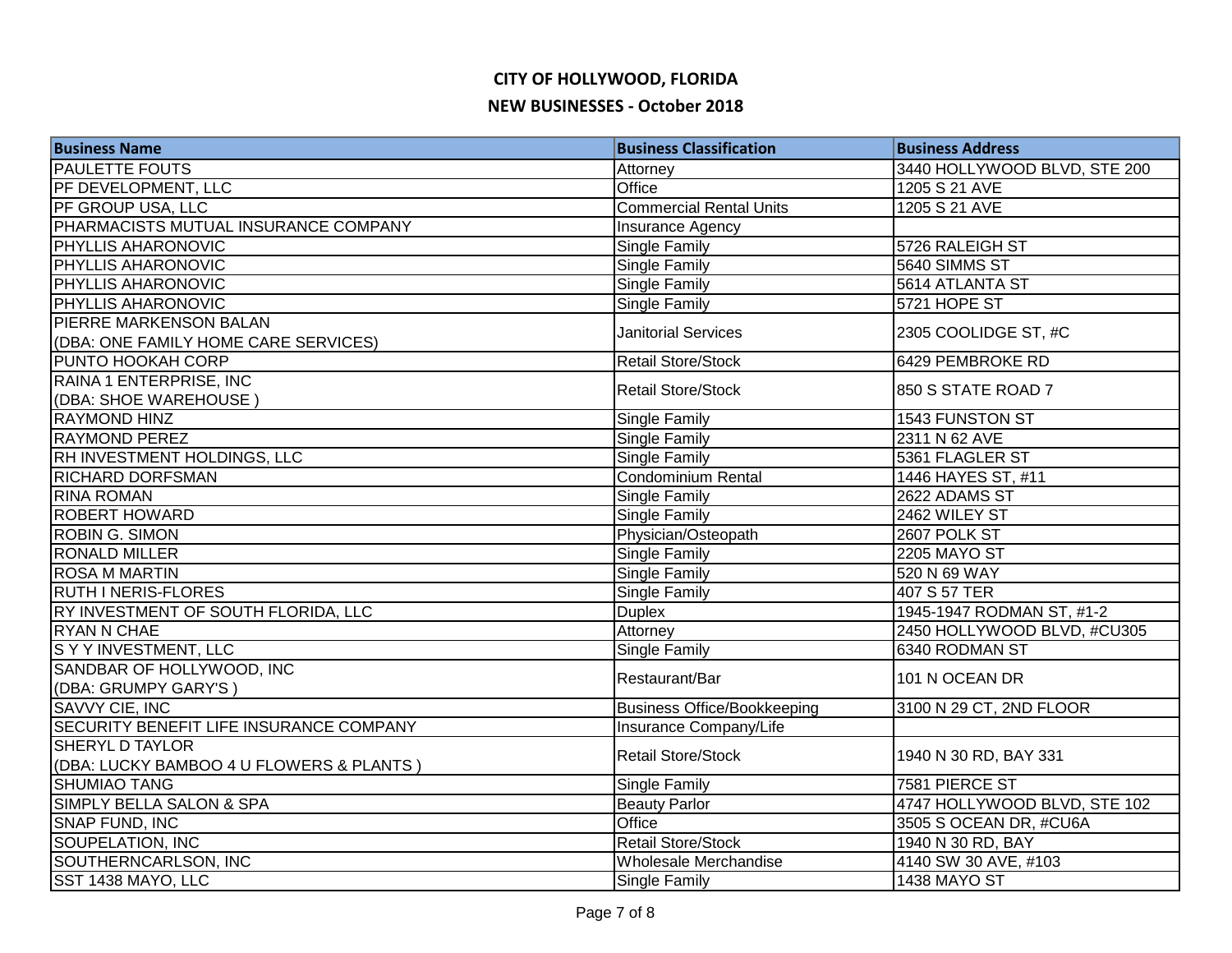# CITY OF HOLLYWOOD, FLORIDA

## NEW BUSINESSES - October 2018

| Business Name | Business Classification | Business Address |
|---|---|---|
| PAULETTE FOUTS | Attorney | 3440 HOLLYWOOD BLVD, STE 200 |
| PF DEVELOPMENT, LLC | Office | 1205 S 21 AVE |
| PF GROUP USA, LLC | Commercial Rental Units | 1205 S 21 AVE |
| PHARMACISTS MUTUAL INSURANCE COMPANY | Insurance Agency | |
| PHYLLIS AHARONOVIC | Single Family | 5726 RALEIGH ST |
| PHYLLIS AHARONOVIC | Single Family | 5640 SIMMS ST |
| PHYLLIS AHARONOVIC | Single Family | 5614 ATLANTA ST |
| PHYLLIS AHARONOVIC | Single Family | 5721 HOPE ST |
| PIERRE MARKENSON BALAN (DBA: ONE FAMILY HOME CARE SERVICES) | Janitorial Services | 2305 COOLIDGE ST, #C |
| PUNTO HOOKAH CORP | Retail Store/Stock | 6429 PEMBROKE RD |
| RAINA 1 ENTERPRISE, INC (DBA: SHOE WAREHOUSE ) | Retail Store/Stock | 850 S STATE ROAD 7 |
| RAYMOND HINZ | Single Family | 1543 FUNSTON ST |
| RAYMOND PEREZ | Single Family | 2311 N 62 AVE |
| RH INVESTMENT HOLDINGS, LLC | Single Family | 5361 FLAGLER ST |
| RICHARD DORFSMAN | Condominium Rental | 1446 HAYES ST, #11 |
| RINA ROMAN | Single Family | 2622 ADAMS ST |
| ROBERT HOWARD | Single Family | 2462 WILEY ST |
| ROBIN G. SIMON | Physician/Osteopath | 2607 POLK ST |
| RONALD MILLER | Single Family | 2205 MAYO ST |
| ROSA M MARTIN | Single Family | 520 N 69 WAY |
| RUTH I NERIS-FLORES | Single Family | 407 S 57 TER |
| RY INVESTMENT OF SOUTH FLORIDA, LLC | Duplex | 1945-1947 RODMAN ST, #1-2 |
| RYAN N CHAE | Attorney | 2450 HOLLYWOOD BLVD, #CU305 |
| S Y Y INVESTMENT, LLC | Single Family | 6340 RODMAN ST |
| SANDBAR OF HOLLYWOOD, INC (DBA: GRUMPY GARY'S ) | Restaurant/Bar | 101 N OCEAN DR |
| SAVVY CIE, INC | Business Office/Bookkeeping | 3100 N 29 CT, 2ND FLOOR |
| SECURITY BENEFIT LIFE INSURANCE COMPANY | Insurance Company/Life | |
| SHERYL D TAYLOR (DBA: LUCKY BAMBOO 4 U FLOWERS & PLANTS ) | Retail Store/Stock | 1940 N 30 RD, BAY 331 |
| SHUMIAO TANG | Single Family | 7581 PIERCE ST |
| SIMPLY BELLA SALON & SPA | Beauty Parlor | 4747 HOLLYWOOD BLVD, STE 102 |
| SNAP FUND, INC | Office | 3505 S OCEAN DR, #CU6A |
| SOUPELATION, INC | Retail Store/Stock | 1940 N 30 RD, BAY |
| SOUTHERNCARLSON, INC | Wholesale Merchandise | 4140 SW 30 AVE, #103 |
| SST 1438 MAYO, LLC | Single Family | 1438 MAYO ST |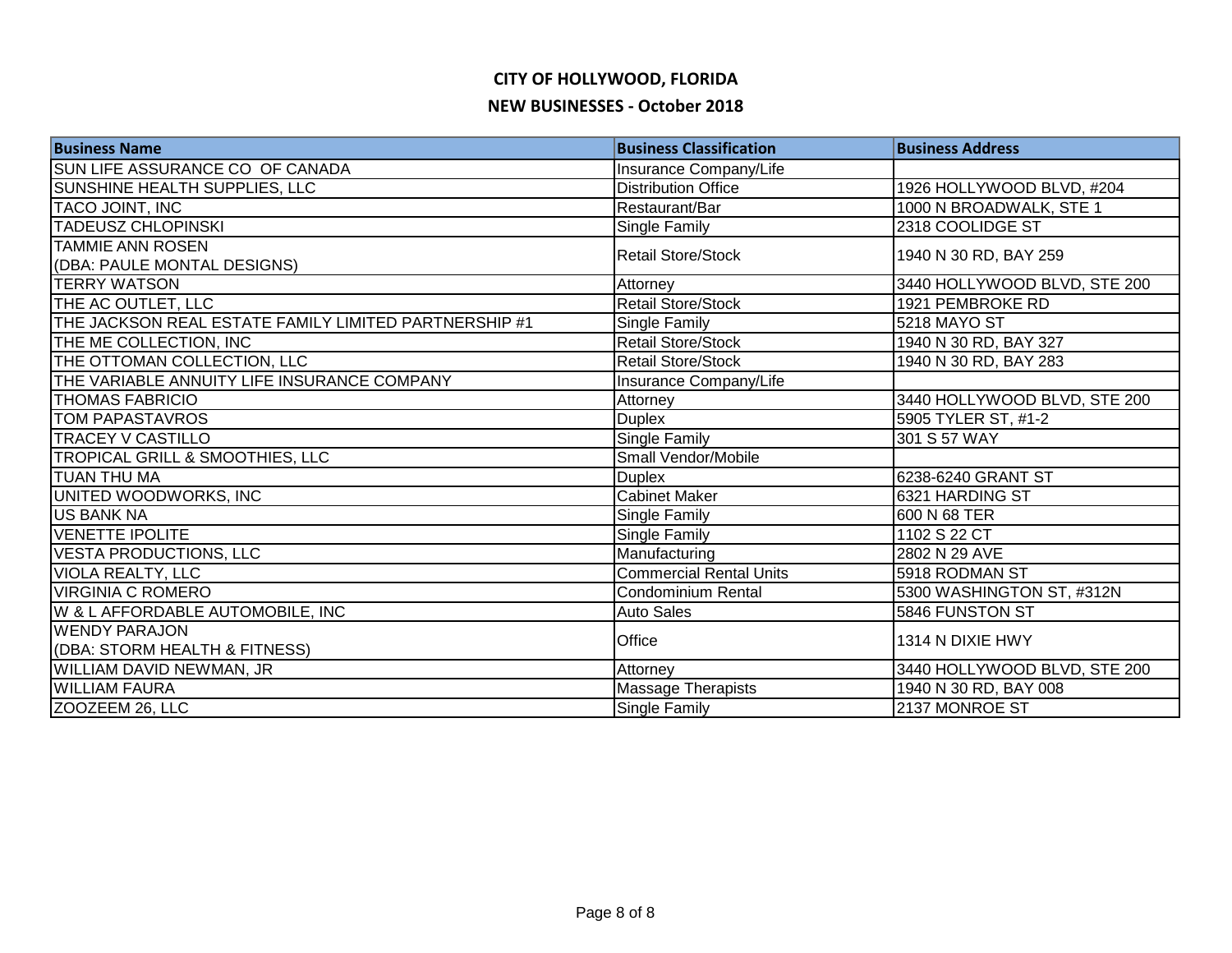# CITY OF HOLLYWOOD, FLORIDA

## NEW BUSINESSES - October 2018

| Business Name | Business Classification | Business Address |
|---|---|---|
| SUN LIFE ASSURANCE CO OF CANADA | Insurance Company/Life | |
| SUNSHINE HEALTH SUPPLIES, LLC | Distribution Office | 1926 HOLLYWOOD BLVD, #204 |
| TACO JOINT, INC | Restaurant/Bar | 1000 N BROADWALK, STE 1 |
| TADEUSZ CHLOPINSKI | Single Family | 2318 COOLIDGE ST |
| TAMMIE ANN ROSEN (DBA: PAULE MONTAL DESIGNS) | Retail Store/Stock | 1940 N 30 RD, BAY 259 |
| TERRY WATSON | Attorney | 3440 HOLLYWOOD BLVD, STE 200 |
| THE AC OUTLET, LLC | Retail Store/Stock | 1921 PEMBROKE RD |
| THE JACKSON REAL ESTATE FAMILY LIMITED PARTNERSHIP #1 | Single Family | 5218 MAYO ST |
| THE ME COLLECTION, INC | Retail Store/Stock | 1940 N 30 RD, BAY 327 |
| THE OTTOMAN COLLECTION, LLC | Retail Store/Stock | 1940 N 30 RD, BAY 283 |
| THE VARIABLE ANNUITY LIFE INSURANCE COMPANY | Insurance Company/Life | |
| THOMAS FABRICIO | Attorney | 3440 HOLLYWOOD BLVD, STE 200 |
| TOM PAPASTAVROS | Duplex | 5905 TYLER ST, #1-2 |
| TRACEY V CASTILLO | Single Family | 301 S 57 WAY |
| TROPICAL GRILL & SMOOTHIES, LLC | Small Vendor/Mobile | |
| TUAN THU MA | Duplex | 6238-6240 GRANT ST |
| UNITED WOODWORKS, INC | Cabinet Maker | 6321 HARDING ST |
| US BANK NA | Single Family | 600 N 68 TER |
| VENETTE IPOLITE | Single Family | 1102 S 22 CT |
| VESTA PRODUCTIONS, LLC | Manufacturing | 2802 N 29 AVE |
| VIOLA REALTY, LLC | Commercial Rental Units | 5918 RODMAN ST |
| VIRGINIA C ROMERO | Condominium Rental | 5300 WASHINGTON ST, #312N |
| W & L AFFORDABLE AUTOMOBILE, INC | Auto Sales | 5846 FUNSTON ST |
| WENDY PARAJON (DBA: STORM HEALTH & FITNESS) | Office | 1314 N DIXIE HWY |
| WILLIAM DAVID NEWMAN, JR | Attorney | 3440 HOLLYWOOD BLVD, STE 200 |
| WILLIAM FAURA | Massage Therapists | 1940 N 30 RD, BAY 008 |
| ZOOZEEM 26, LLC | Single Family | 2137 MONROE ST |